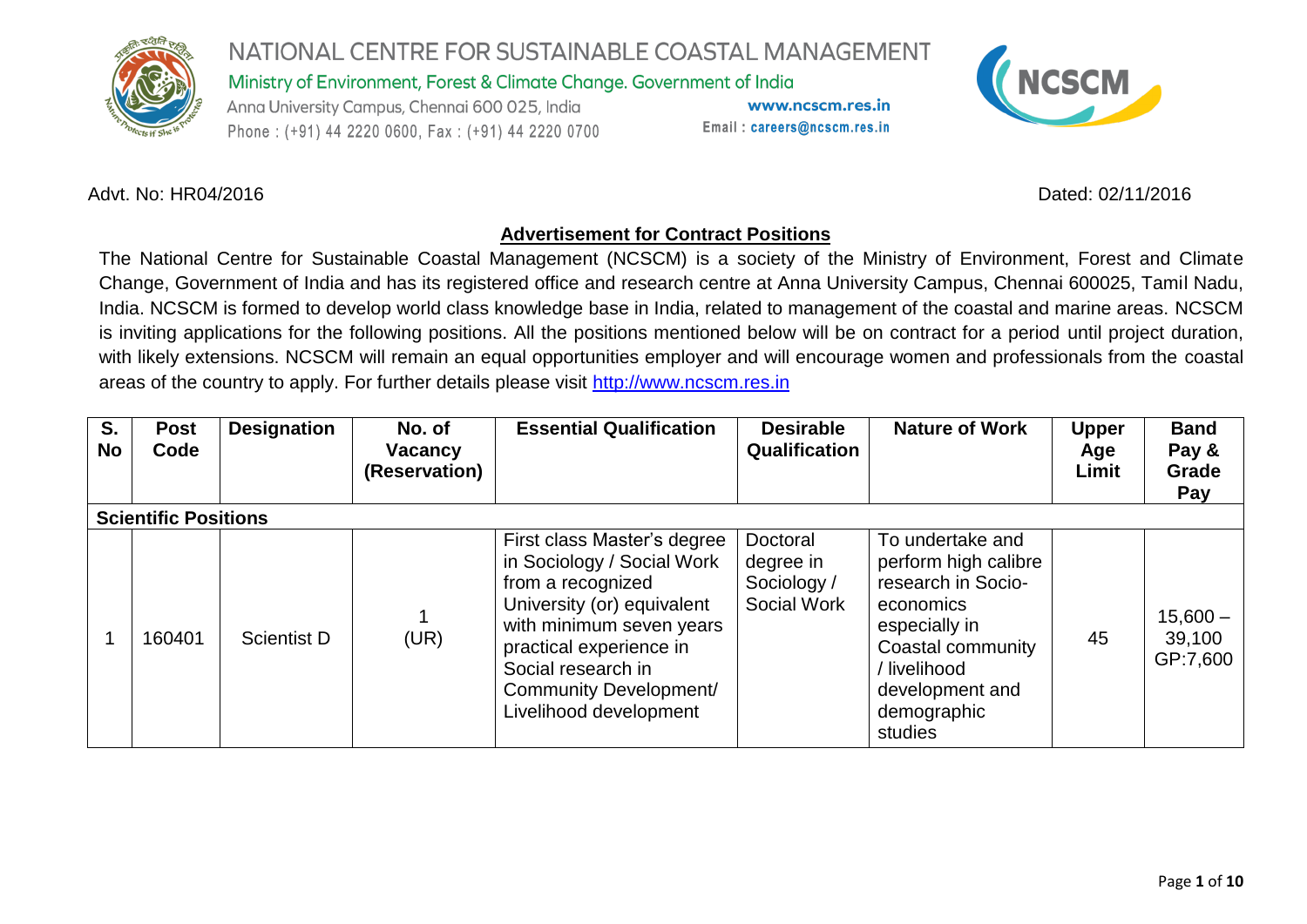# NATIONAL CENTRE FOR SUSTAINABLE COASTAL MANAGEMENT

Ministry of Environment, Forest & Climate Change. Government of India
Anna University Campus, Chennai 600 025, India
Phone : (+91) 44 2220 0600, Fax : (+91) 44 2220 0700
www.ncscm.res.in
Email : careers@ncscm.res.in

Advt. No: HR04/2016 Dated: 02/11/2016

## Advertisement for Contract Positions

The National Centre for Sustainable Coastal Management (NCSCM) is a society of the Ministry of Environment, Forest and Climate Change, Government of India and has its registered office and research centre at Anna University Campus, Chennai 600025, Tamil Nadu, India. NCSCM is formed to develop world class knowledge base in India, related to management of the coastal and marine areas. NCSCM is inviting applications for the following positions. All the positions mentioned below will be on contract for a period until project duration, with likely extensions. NCSCM will remain an equal opportunities employer and will encourage women and professionals from the coastal areas of the country to apply. For further details please visit http://www.ncscm.res.in

| S. No | Post Code | Designation | No. of Vacancy (Reservation) | Essential Qualification | Desirable Qualification | Nature of Work | Upper Age Limit | Band Pay & Grade Pay |
|---|---|---|---|---|---|---|---|---|
| **Scientific Positions** | | | | | | | | |
| 1 | 160401 | Scientist D | 1 (UR) | First class Master's degree in Sociology / Social Work from a recognized University (or) equivalent with minimum seven years practical experience in Social research in Community Development/ Livelihood development | Doctoral degree in Sociology / Social Work | To undertake and perform high calibre research in Socio-economics especially in Coastal community / livelihood development and demographic studies | 45 | 15,600 – 39,100 GP:7,600 |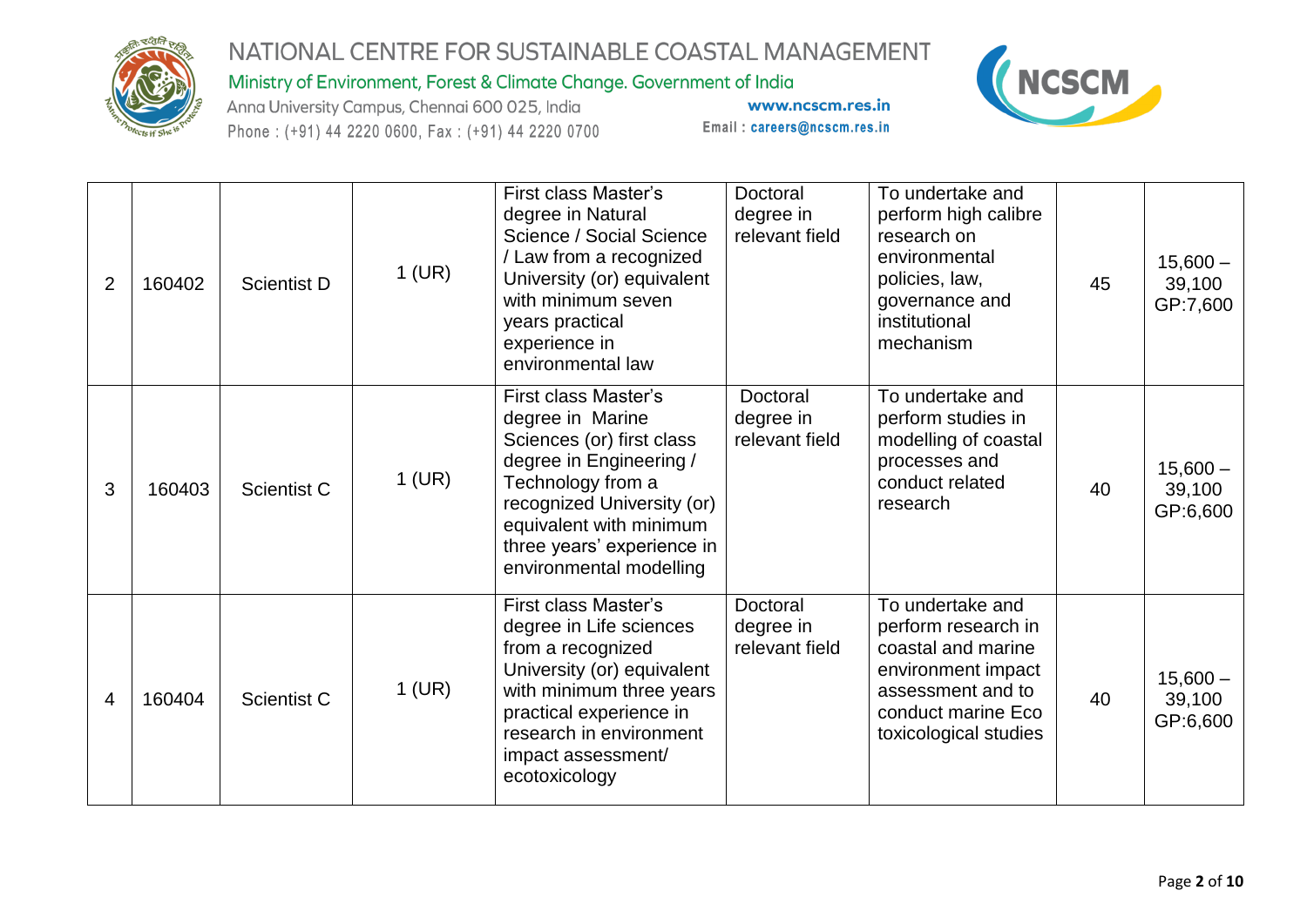| | | | | | | | | |
|---|---|---|---|---|---|---|---|---|
| 2 | 160402 | Scientist D | 1 (UR) | First class Master's degree in Natural Science / Social Science / Law from a recognized University (or) equivalent with minimum seven years practical experience in environmental law | Doctoral degree in relevant field | To undertake and perform high calibre research on environmental policies, law, governance and institutional mechanism | 45 | 15,600 – 39,100 GP:7,600 |
| 3 | 160403 | Scientist C | 1 (UR) | First class Master's degree in Marine Sciences (or) first class degree in Engineering / Technology from a recognized University (or) equivalent with minimum three years' experience in environmental modelling | Doctoral degree in relevant field | To undertake and perform studies in modelling of coastal processes and conduct related research | 40 | 15,600 – 39,100 GP:6,600 |
| 4 | 160404 | Scientist C | 1 (UR) | First class Master's degree in Life sciences from a recognized University (or) equivalent with minimum three years practical experience in research in environment impact assessment/ ecotoxicology | Doctoral degree in relevant field | To undertake and perform research in coastal and marine environment impact assessment and to conduct marine Eco toxicological studies | 40 | 15,600 – 39,100 GP:6,600 |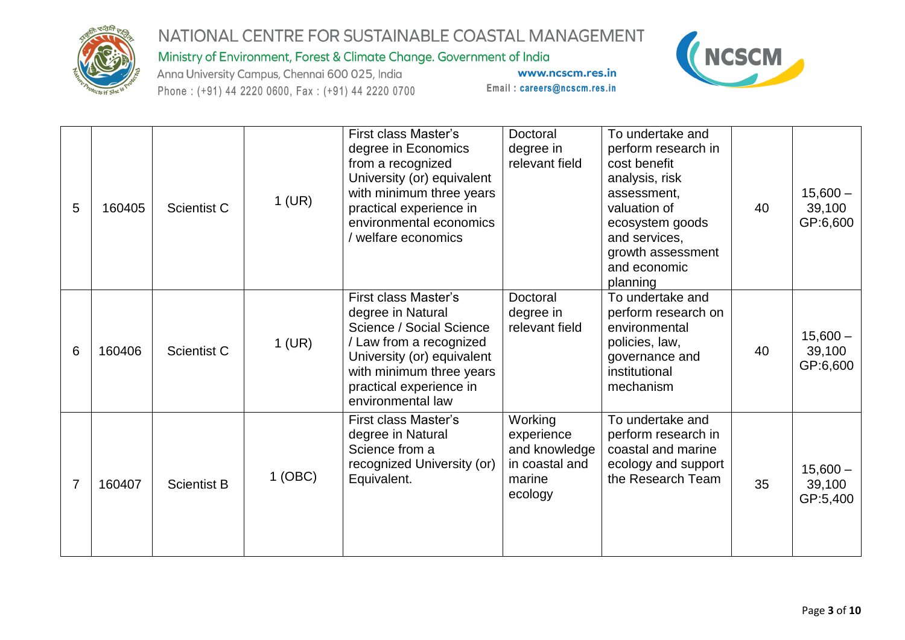| | | | | | | | | |
|---|---|---|---|---|---|---|---|---|
| 5 | 160405 | Scientist C | 1 (UR) | First class Master's degree in Economics from a recognized University (or) equivalent with minimum three years practical experience in environmental economics / welfare economics | Doctoral degree in relevant field | To undertake and perform research in cost benefit analysis, risk assessment, valuation of ecosystem goods and services, growth assessment and economic planning | 40 | 15,600 – 39,100 GP:6,600 |
| 6 | 160406 | Scientist C | 1 (UR) | First class Master's degree in Natural Science / Social Science / Law from a recognized University (or) equivalent with minimum three years practical experience in environmental law | Doctoral degree in relevant field | To undertake and perform research on environmental policies, law, governance and institutional mechanism | 40 | 15,600 – 39,100 GP:6,600 |
| 7 | 160407 | Scientist B | 1 (OBC) | First class Master's degree in Natural Science from a recognized University (or) Equivalent. | Working experience and knowledge in coastal and marine ecology | To undertake and perform research in coastal and marine ecology and support the Research Team | 35 | 15,600 – 39,100 GP:5,400 |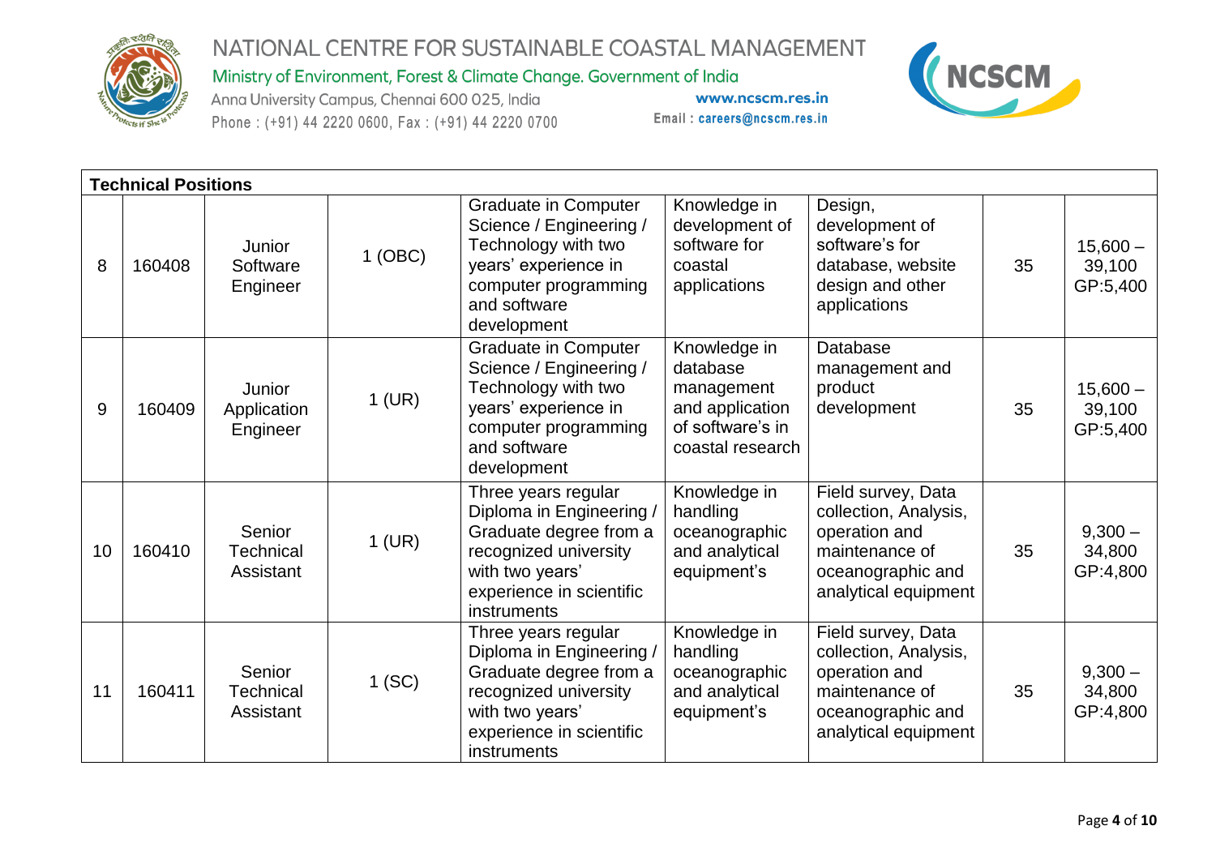# NATIONAL CENTRE FOR SUSTAINABLE COASTAL MANAGEMENT

Ministry of Environment, Forest & Climate Change. Government of India

Anna University Campus, Chennai 600 025, India

Phone : (+91) 44 2220 0600, Fax : (+91) 44 2220 0700

www.ncscm.res.in

Email : careers@ncscm.res.in

**Technical Positions**

| | | | | | | | | |
|---|---|---|---|---|---|---|---|---|
| 8 | 160408 | Junior Software Engineer | 1 (OBC) | Graduate in Computer Science / Engineering / Technology with two years' experience in computer programming and software development | Knowledge in development of software for coastal applications | Design, development of software's for database, website design and other applications | 35 | 15,600 – 39,100 GP:5,400 |
| 9 | 160409 | Junior Application Engineer | 1 (UR) | Graduate in Computer Science / Engineering / Technology with two years' experience in computer programming and software development | Knowledge in database management and application of software's in coastal research | Database management and product development | 35 | 15,600 – 39,100 GP:5,400 |
| 10 | 160410 | Senior Technical Assistant | 1 (UR) | Three years regular Diploma in Engineering / Graduate degree from a recognized university with two years' experience in scientific instruments | Knowledge in handling oceanographic and analytical equipment's | Field survey, Data collection, Analysis, operation and maintenance of oceanographic and analytical equipment | 35 | 9,300 – 34,800 GP:4,800 |
| 11 | 160411 | Senior Technical Assistant | 1 (SC) | Three years regular Diploma in Engineering / Graduate degree from a recognized university with two years' experience in scientific instruments | Knowledge in handling oceanographic and analytical equipment's | Field survey, Data collection, Analysis, operation and maintenance of oceanographic and analytical equipment | 35 | 9,300 – 34,800 GP:4,800 |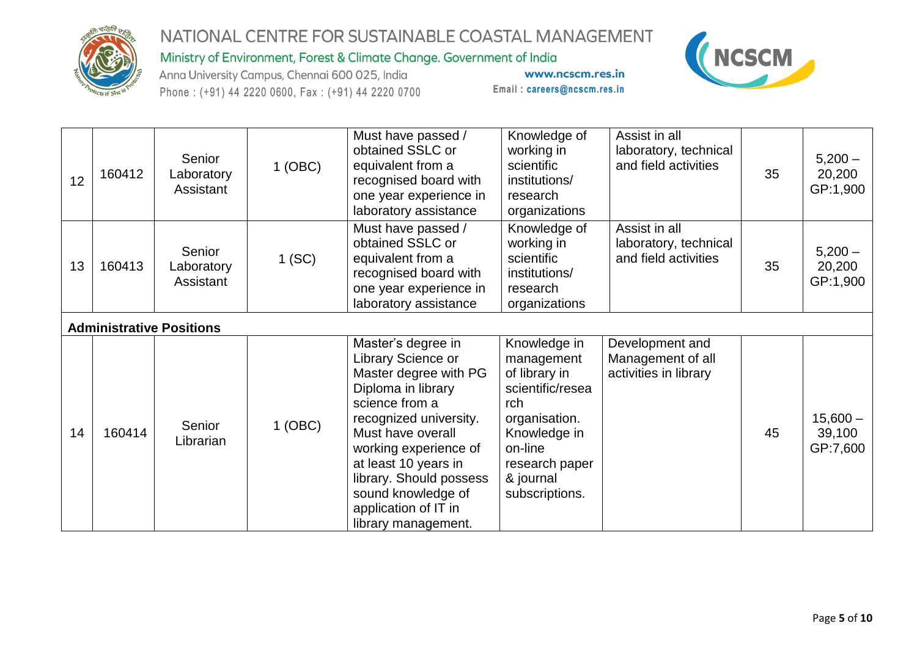| | | | | | | | | |
|---|---|---|---|---|---|---|---|---|
| 12 | 160412 | Senior Laboratory Assistant | 1 (OBC) | Must have passed / obtained SSLC or equivalent from a recognised board with one year experience in laboratory assistance | Knowledge of working in scientific institutions/ research organizations | Assist in all laboratory, technical and field activities | 35 | 5,200 – 20,200 GP:1,900 |
| 13 | 160413 | Senior Laboratory Assistant | 1 (SC) | Must have passed / obtained SSLC or equivalent from a recognised board with one year experience in laboratory assistance | Knowledge of working in scientific institutions/ research organizations | Assist in all laboratory, technical and field activities | 35 | 5,200 – 20,200 GP:1,900 |
| **Administrative Positions** | | | | | | | | |
| 14 | 160414 | Senior Librarian | 1 (OBC) | Master's degree in Library Science or Master degree with PG Diploma in library science from a recognized university. Must have overall working experience of at least 10 years in library. Should possess sound knowledge of application of IT in library management. | Knowledge in management of library in scientific/research organisation. Knowledge in on-line research paper & journal subscriptions. | Development and Management of all activities in library | 45 | 15,600 – 39,100 GP:7,600 |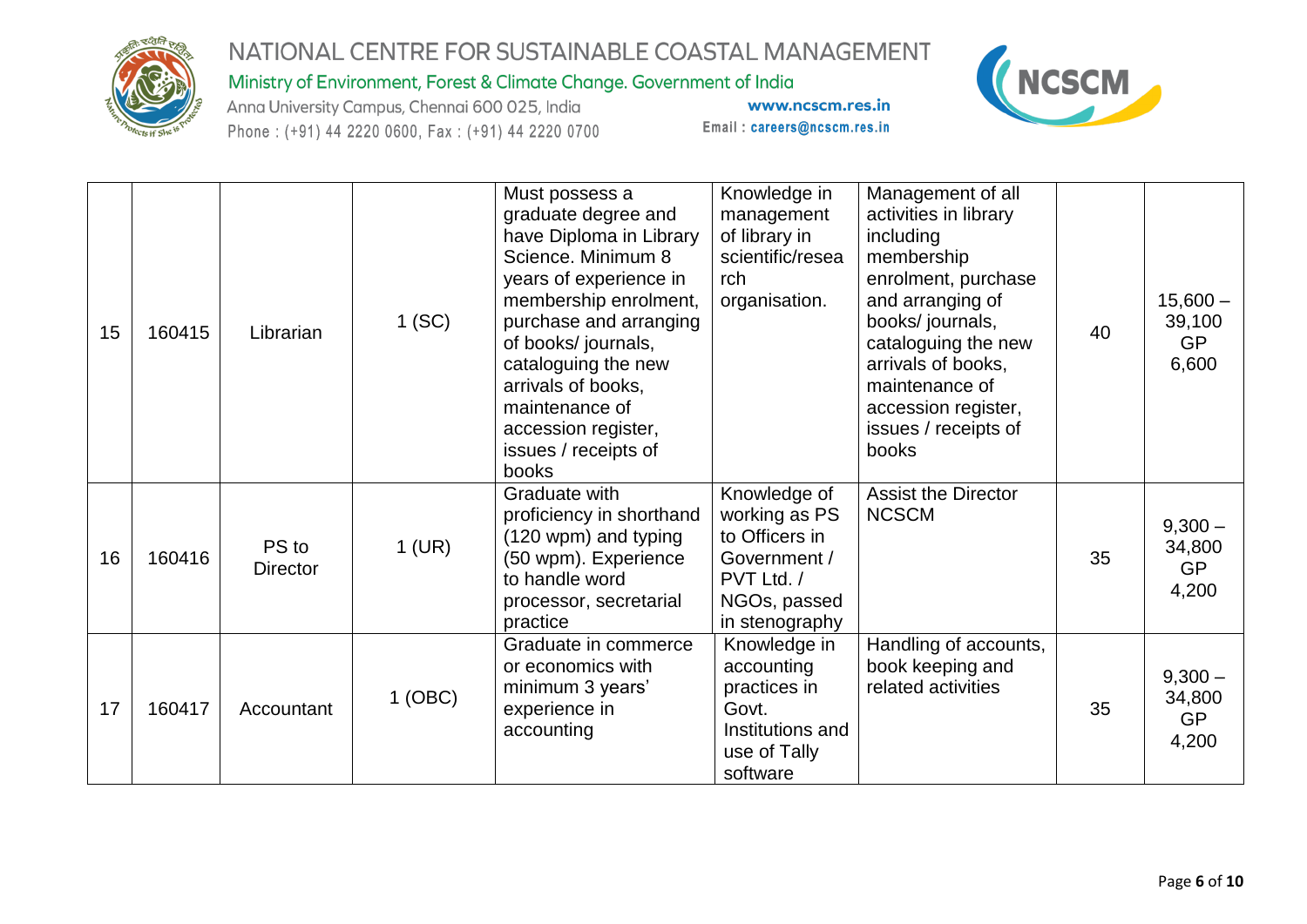| | | | | | | | | |
|---|---|---|---|---|---|---|---|---|
| 15 | 160415 | Librarian | 1 (SC) | Must possess a graduate degree and have Diploma in Library Science. Minimum 8 years of experience in membership enrolment, purchase and arranging of books/ journals, cataloguing the new arrivals of books, maintenance of accession register, issues / receipts of books | Knowledge in management of library in scientific/research organisation. | Management of all activities in library including membership enrolment, purchase and arranging of books/ journals, cataloguing the new arrivals of books, maintenance of accession register, issues / receipts of books | 40 | 15,600 – 39,100 GP 6,600 |
| 16 | 160416 | PS to Director | 1 (UR) | Graduate with proficiency in shorthand (120 wpm) and typing (50 wpm). Experience to handle word processor, secretarial practice | Knowledge of working as PS to Officers in Government / PVT Ltd. / NGOs, passed in stenography | Assist the Director NCSCM | 35 | 9,300 – 34,800 GP 4,200 |
| 17 | 160417 | Accountant | 1 (OBC) | Graduate in commerce or economics with minimum 3 years' experience in accounting | Knowledge in accounting practices in Govt. Institutions and use of Tally software | Handling of accounts, book keeping and related activities | 35 | 9,300 – 34,800 GP 4,200 |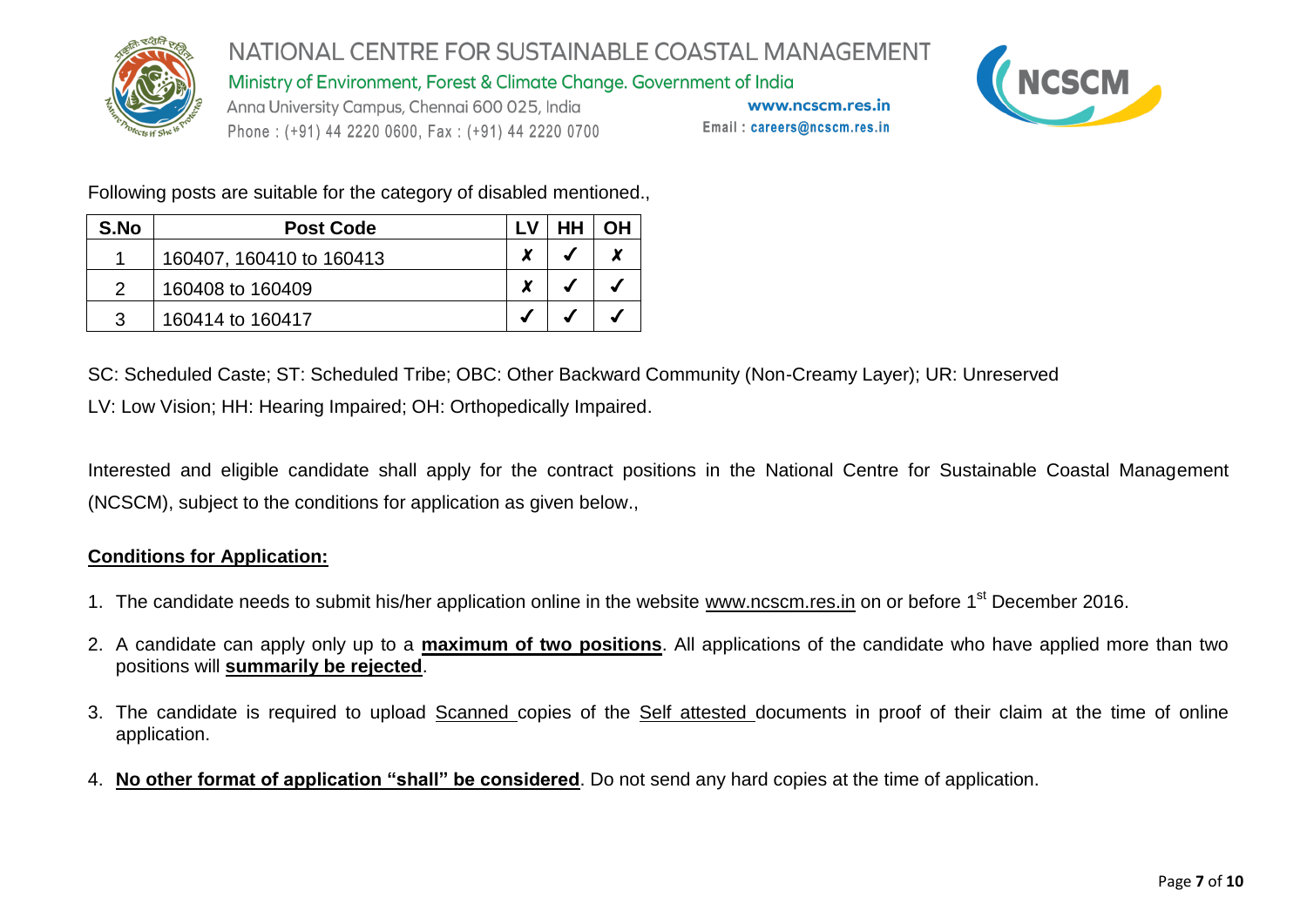Following posts are suitable for the category of disabled mentioned.,

| S.No | Post Code | LV | HH | OH |
| --- | --- | --- | --- | --- |
| 1 | 160407, 160410 to 160413 | ✗ | ✓ | ✗ |
| 2 | 160408 to 160409 | ✗ | ✓ | ✓ |
| 3 | 160414 to 160417 | ✓ | ✓ | ✓ |

SC: Scheduled Caste; ST: Scheduled Tribe; OBC: Other Backward Community (Non-Creamy Layer); UR: Unreserved

LV: Low Vision; HH: Hearing Impaired; OH: Orthopedically Impaired.

Interested and eligible candidate shall apply for the contract positions in the National Centre for Sustainable Coastal Management (NCSCM), subject to the conditions for application as given below.,

**Conditions for Application:**

1. The candidate needs to submit his/her application online in the website www.ncscm.res.in on or before 1st December 2016.
2. A candidate can apply only up to a **maximum of two positions**. All applications of the candidate who have applied more than two positions will **summarily be rejected**.
3. The candidate is required to upload Scanned copies of the Self attested documents in proof of their claim at the time of online application.
4. **No other format of application "shall" be considered**. Do not send any hard copies at the time of application.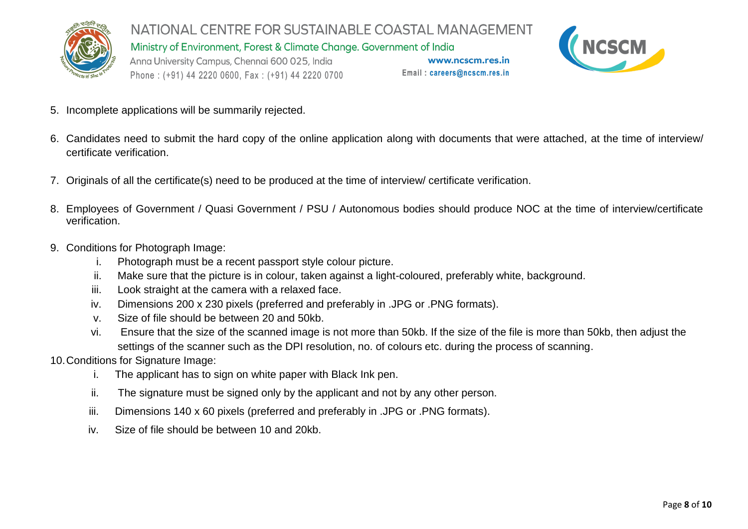5. Incomplete applications will be summarily rejected.

6. Candidates need to submit the hard copy of the online application along with documents that were attached, at the time of interview/ certificate verification.

7. Originals of all the certificate(s) need to be produced at the time of interview/ certificate verification.

8. Employees of Government / Quasi Government / PSU / Autonomous bodies should produce NOC at the time of interview/certificate verification.

9. Conditions for Photograph Image:
   - i. Photograph must be a recent passport style colour picture.
   - ii. Make sure that the picture is in colour, taken against a light-coloured, preferably white, background.
   - iii. Look straight at the camera with a relaxed face.
   - iv. Dimensions 200 x 230 pixels (preferred and preferably in .JPG or .PNG formats).
   - v. Size of file should be between 20 and 50kb.
   - vi. Ensure that the size of the scanned image is not more than 50kb. If the size of the file is more than 50kb, then adjust the settings of the scanner such as the DPI resolution, no. of colours etc. during the process of scanning.

10. Conditions for Signature Image:
    - i. The applicant has to sign on white paper with Black Ink pen.
    - ii. The signature must be signed only by the applicant and not by any other person.
    - iii. Dimensions 140 x 60 pixels (preferred and preferably in .JPG or .PNG formats).
    - iv. Size of file should be between 10 and 20kb.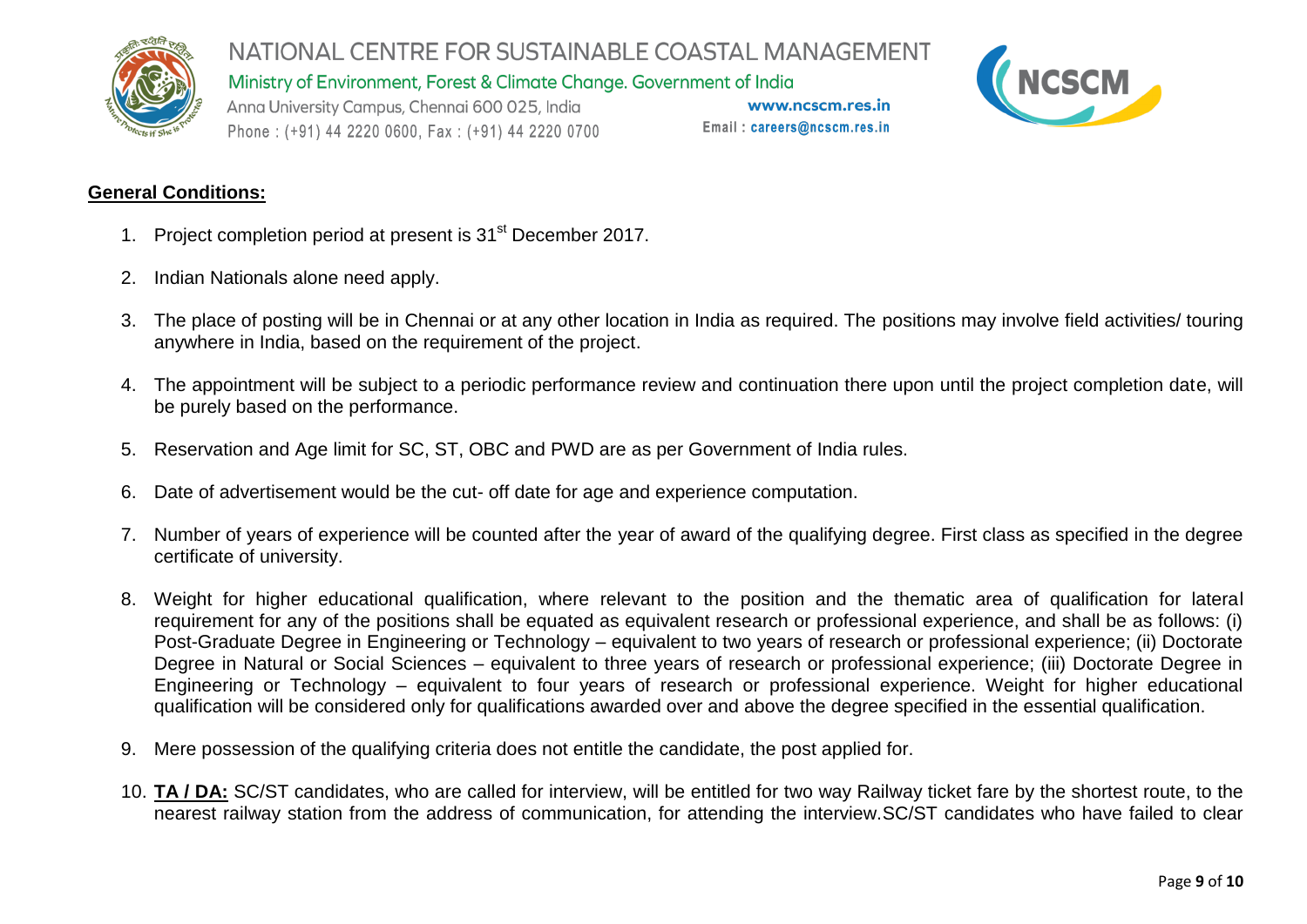**General Conditions:**

1. Project completion period at present is 31st December 2017.
2. Indian Nationals alone need apply.
3. The place of posting will be in Chennai or at any other location in India as required. The positions may involve field activities/ touring anywhere in India, based on the requirement of the project.
4. The appointment will be subject to a periodic performance review and continuation there upon until the project completion date, will be purely based on the performance.
5. Reservation and Age limit for SC, ST, OBC and PWD are as per Government of India rules.
6. Date of advertisement would be the cut- off date for age and experience computation.
7. Number of years of experience will be counted after the year of award of the qualifying degree. First class as specified in the degree certificate of university.
8. Weight for higher educational qualification, where relevant to the position and the thematic area of qualification for lateral requirement for any of the positions shall be equated as equivalent research or professional experience, and shall be as follows: (i) Post-Graduate Degree in Engineering or Technology – equivalent to two years of research or professional experience; (ii) Doctorate Degree in Natural or Social Sciences – equivalent to three years of research or professional experience; (iii) Doctorate Degree in Engineering or Technology – equivalent to four years of research or professional experience. Weight for higher educational qualification will be considered only for qualifications awarded over and above the degree specified in the essential qualification.
9. Mere possession of the qualifying criteria does not entitle the candidate, the post applied for.
10. **TA / DA:** SC/ST candidates, who are called for interview, will be entitled for two way Railway ticket fare by the shortest route, to the nearest railway station from the address of communication, for attending the interview.SC/ST candidates who have failed to clear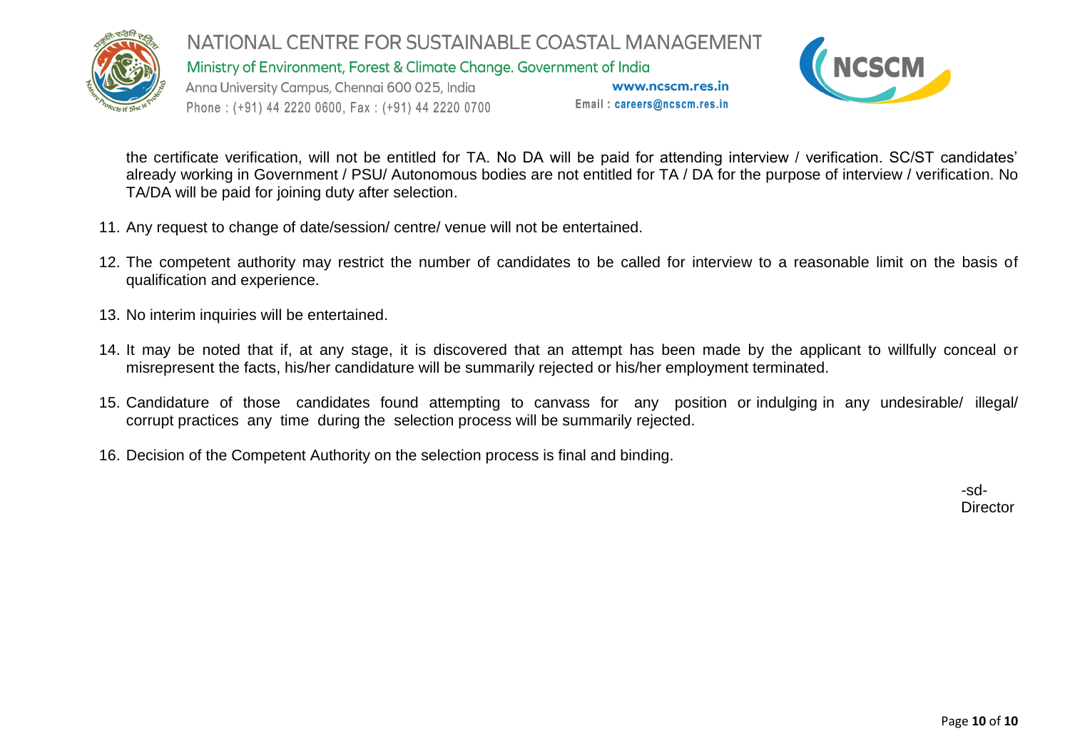the certificate verification, will not be entitled for TA. No DA will be paid for attending interview / verification. SC/ST candidates' already working in Government / PSU/ Autonomous bodies are not entitled for TA / DA for the purpose of interview / verification. No TA/DA will be paid for joining duty after selection.

11. Any request to change of date/session/ centre/ venue will not be entertained.

12. The competent authority may restrict the number of candidates to be called for interview to a reasonable limit on the basis of qualification and experience.

13. No interim inquiries will be entertained.

14. It may be noted that if, at any stage, it is discovered that an attempt has been made by the applicant to willfully conceal or misrepresent the facts, his/her candidature will be summarily rejected or his/her employment terminated.

15. Candidature of those candidates found attempting to canvass for any position or indulging in any undesirable/ illegal/ corrupt practices any time during the selection process will be summarily rejected.

16. Decision of the Competent Authority on the selection process is final and binding.

-sd-
Director